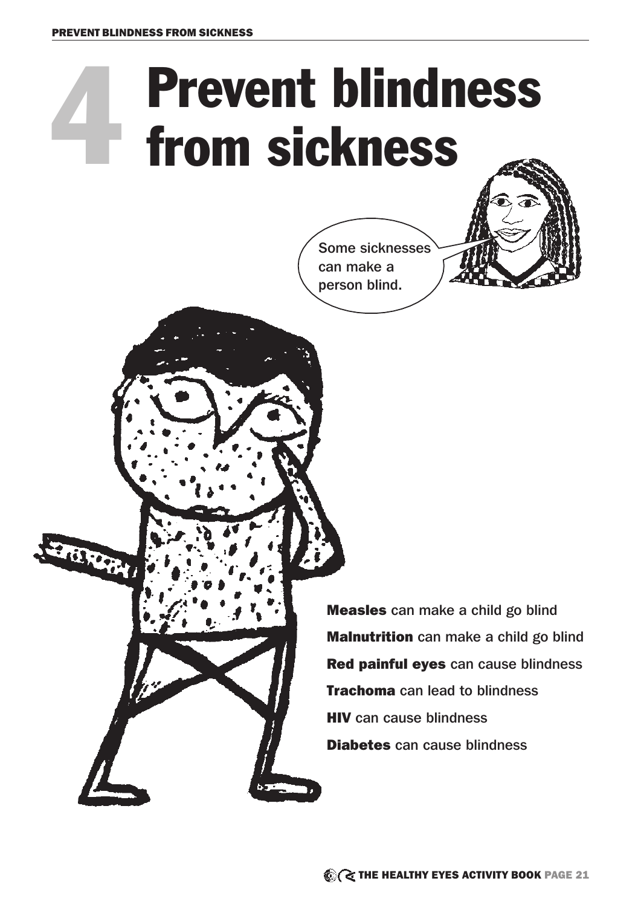# 4 Prevent blindness from sickness

Some sicknesses can make a person blind.

**Measles** can make a child go blind

**Malnutrition** can make a child go blind

**Red painful eyes** can cause blindness

**Trachoma** can lead to blindness

**HIV** can cause blindness

**Diabetes** can cause blindness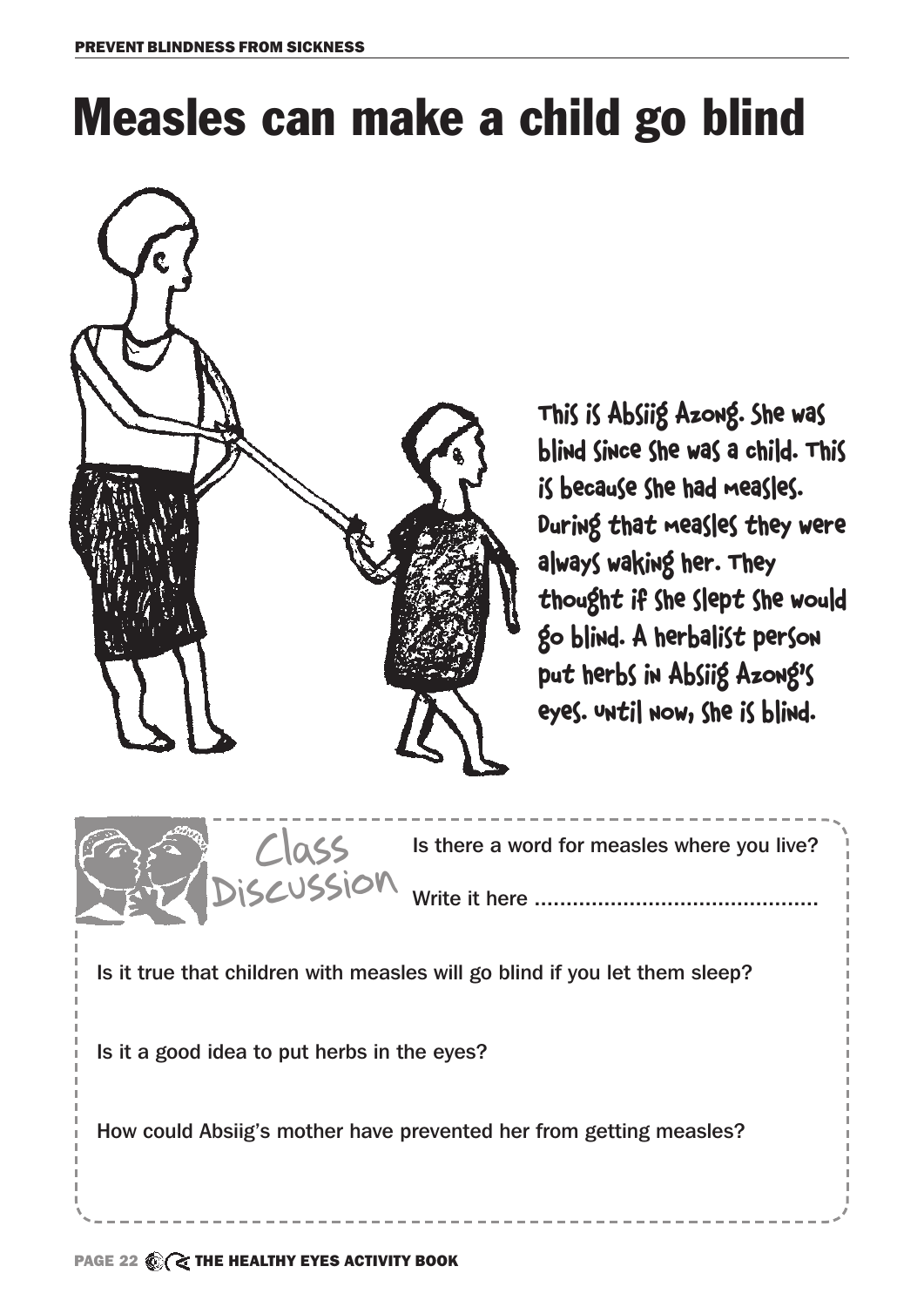# Measles can make a child go blind

This is Absiig Azong. She was blind since she was a child. This is because she had measles. During that measles they were always waking her. They thought if she slept she would go blind. A herbalist person put herbs in Absiig Azong's eyes. Until now, she is blind.

**Class Discussion**

Is there a word for measles where you live?

Write it here ............................................

Is it true that children with measles will go blind if you let them sleep?

Is it a good idea to put herbs in the eyes?

How could Absiig's mother have prevented her from getting measles?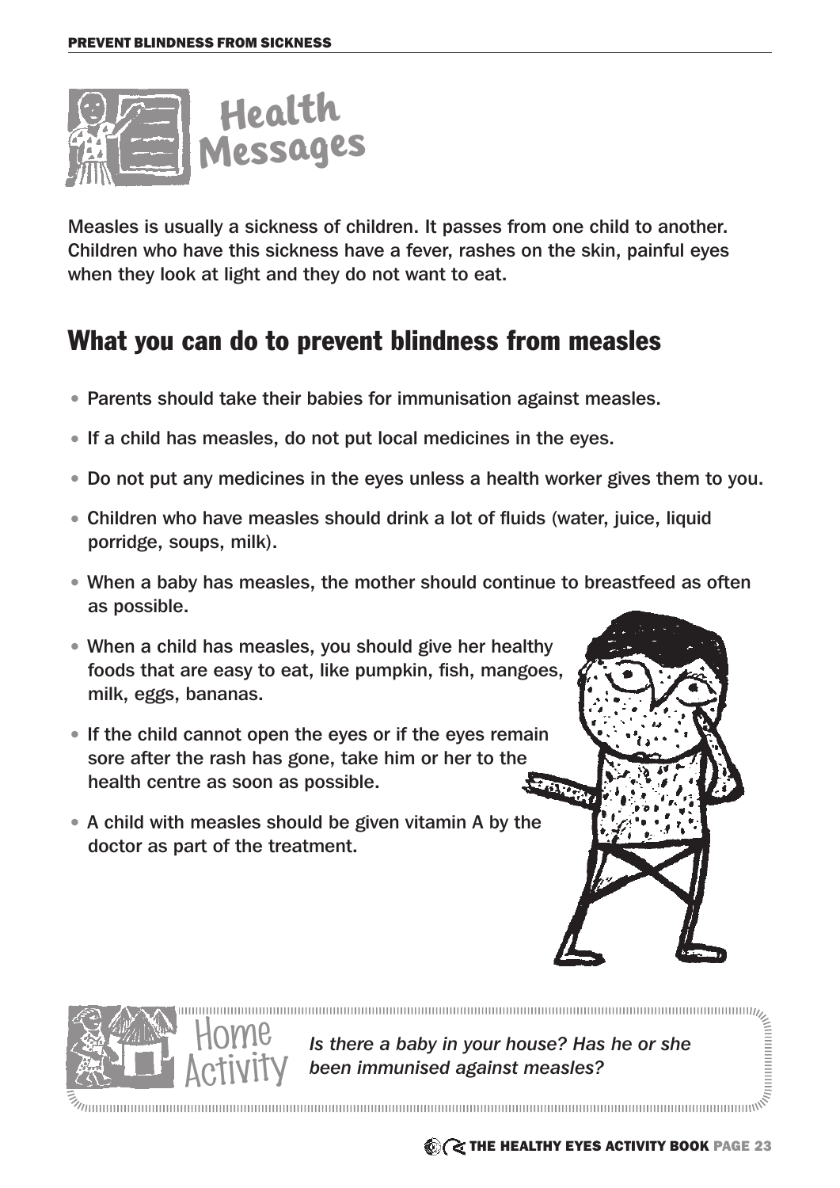# Health Messages

Measles is usually a sickness of children. It passes from one child to another. Children who have this sickness have a fever, rashes on the skin, painful eyes when they look at light and they do not want to eat.

## What you can do to prevent blindness from measles

- Parents should take their babies for immunisation against measles.
- If a child has measles, do not put local medicines in the eyes.
- Do not put any medicines in the eyes unless a health worker gives them to you.
- Children who have measles should drink a lot of fluids (water, juice, liquid porridge, soups, milk).
- When a baby has measles, the mother should continue to breastfeed as often as possible.
- When a child has measles, you should give her healthy foods that are easy to eat, like pumpkin, fish, mangoes, milk, eggs, bananas.
- If the child cannot open the eyes or if the eyes remain sore after the rash has gone, take him or her to the health centre as soon as possible.
- A child with measles should be given vitamin A by the doctor as part of the treatment.

### Home Activity

*Is there a baby in your house? Has he or she been immunised against measles?*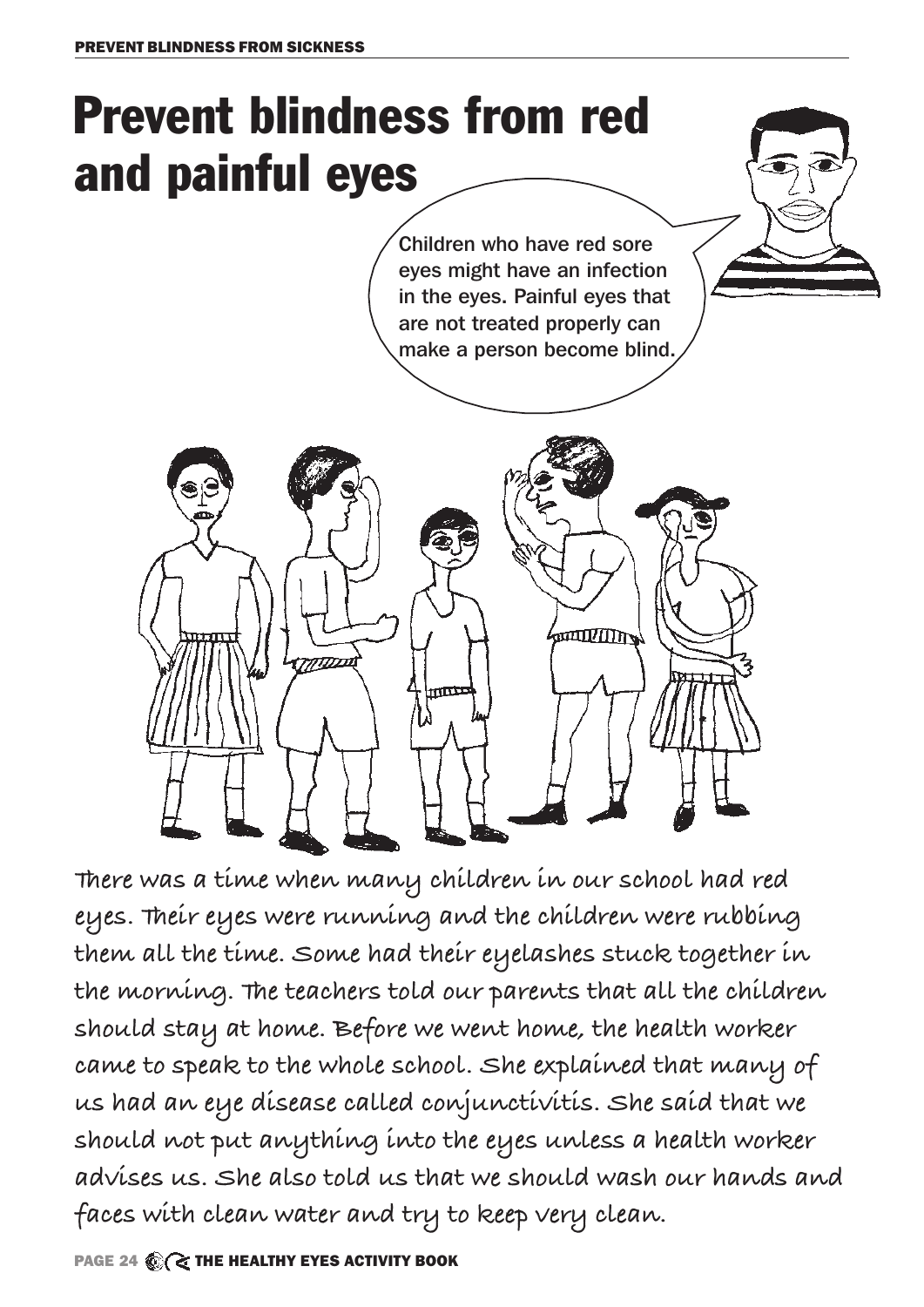# Prevent blindness from red and painful eyes

Children who have red sore eyes might have an infection in the eyes. Painful eyes that are not treated properly can make a person become blind.

There was a time when many children in our school had red eyes. Their eyes were running and the children were rubbing them all the time. Some had their eyelashes stuck together in the morning. The teachers told our parents that all the children should stay at home. Before we went home, the health worker came to speak to the whole school. She explained that many of us had an eye disease called conjunctivitis. She said that we should not put anything into the eyes unless a health worker advises us. She also told us that we should wash our hands and faces with clean water and try to keep very clean.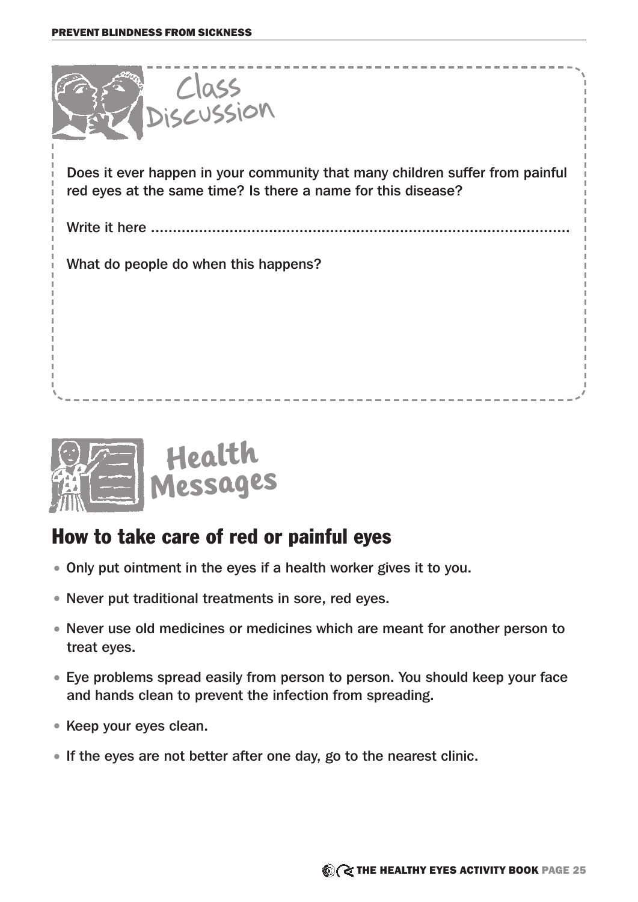## Class Discussion

Does it ever happen in your community that many children suffer from painful red eyes at the same time? Is there a name for this disease?

Write it here .......................................................................................

What do people do when this happens?

## Health Messages

## How to take care of red or painful eyes

- Only put ointment in the eyes if a health worker gives it to you.
- Never put traditional treatments in sore, red eyes.
- Never use old medicines or medicines which are meant for another person to treat eyes.
- Eye problems spread easily from person to person. You should keep your face and hands clean to prevent the infection from spreading.
- Keep your eyes clean.
- If the eyes are not better after one day, go to the nearest clinic.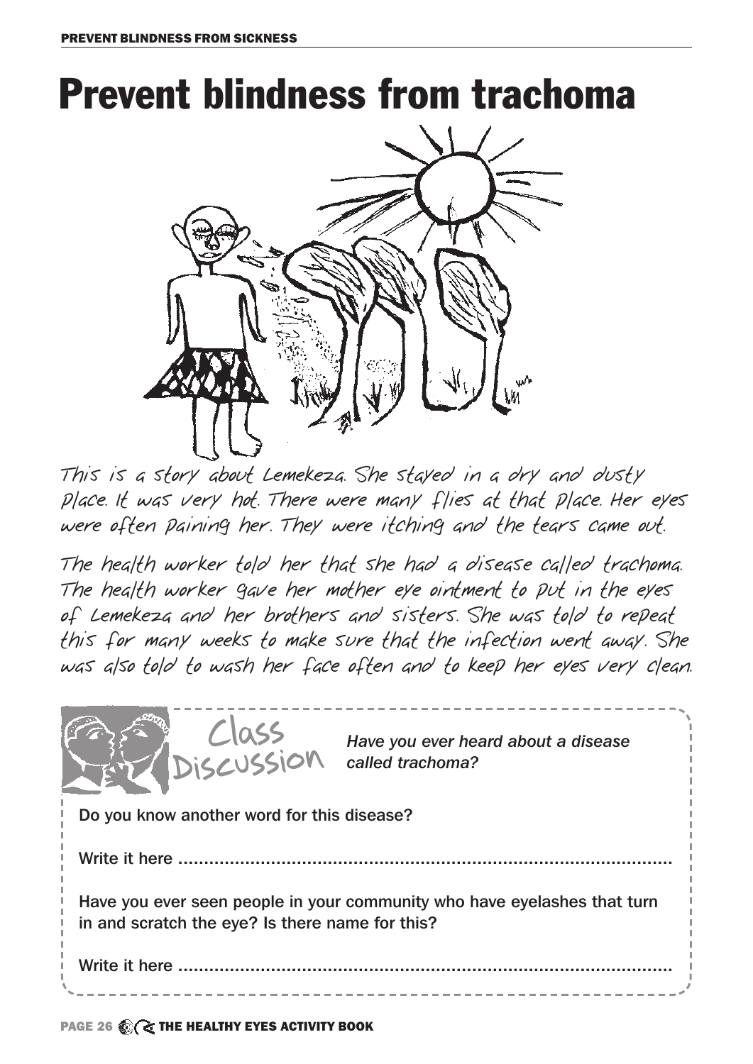# Prevent blindness from trachoma

This is a story about Lemekeza. She stayed in a dry and dusty place. It was very hot. There were many flies at that place. Her eyes were often paining her. They were itching and the tears came out.

The health worker told her that she had a disease called trachoma. The health worker gave her mother eye ointment to put in the eyes of Lemekeza and her brothers and sisters. She was told to repeat this for many weeks to make sure that the infection went away. She was also told to wash her face often and to keep her eyes very clean.

## Class Discussion

*Have you ever heard about a disease called trachoma?*

Do you know another word for this disease?

Write it here .................................................................................................

Have you ever seen people in your community who have eyelashes that turn in and scratch the eye? Is there name for this?

Write it here .................................................................................................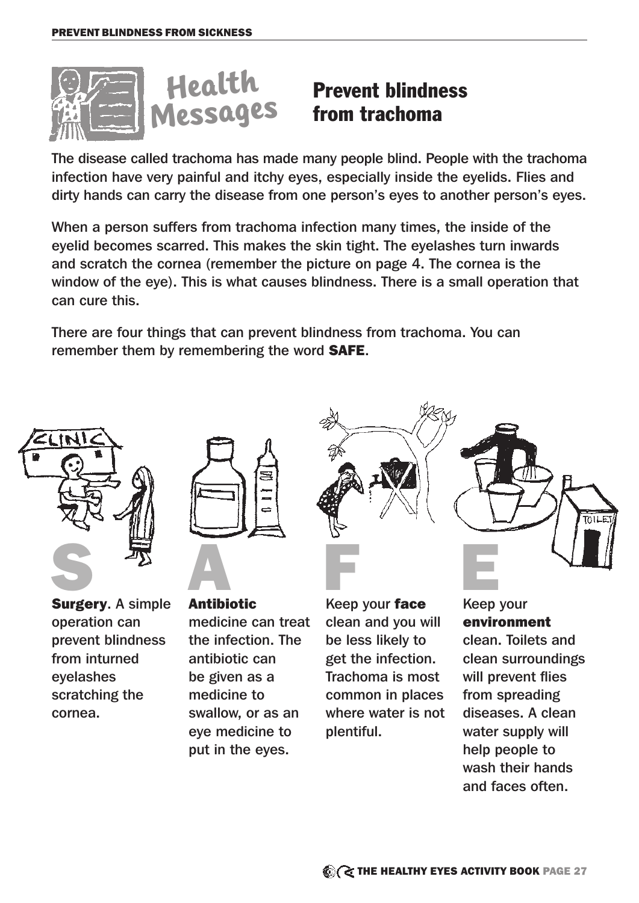# Health Messages

## Prevent blindness from trachoma

The disease called trachoma has made many people blind. People with the trachoma infection have very painful and itchy eyes, especially inside the eyelids. Flies and dirty hands can carry the disease from one person's eyes to another person's eyes.

When a person suffers from trachoma infection many times, the inside of the eyelid becomes scarred. This makes the skin tight. The eyelashes turn inwards and scratch the cornea (remember the picture on page 4. The cornea is the window of the eye). This is what causes blindness. There is a small operation that can cure this.

There are four things that can prevent blindness from trachoma. You can remember them by remembering the word **SAFE**.

**S**

**Surgery**. A simple operation can prevent blindness from inturned eyelashes scratching the cornea.

**A**

**Antibiotic** medicine can treat the infection. The antibiotic can be given as a medicine to swallow, or as an eye medicine to put in the eyes.

**F**

Keep your **face** clean and you will be less likely to get the infection. Trachoma is most common in places where water is not plentiful.

**E**

Keep your **environment** clean. Toilets and clean surroundings will prevent flies from spreading diseases. A clean water supply will help people to wash their hands and faces often.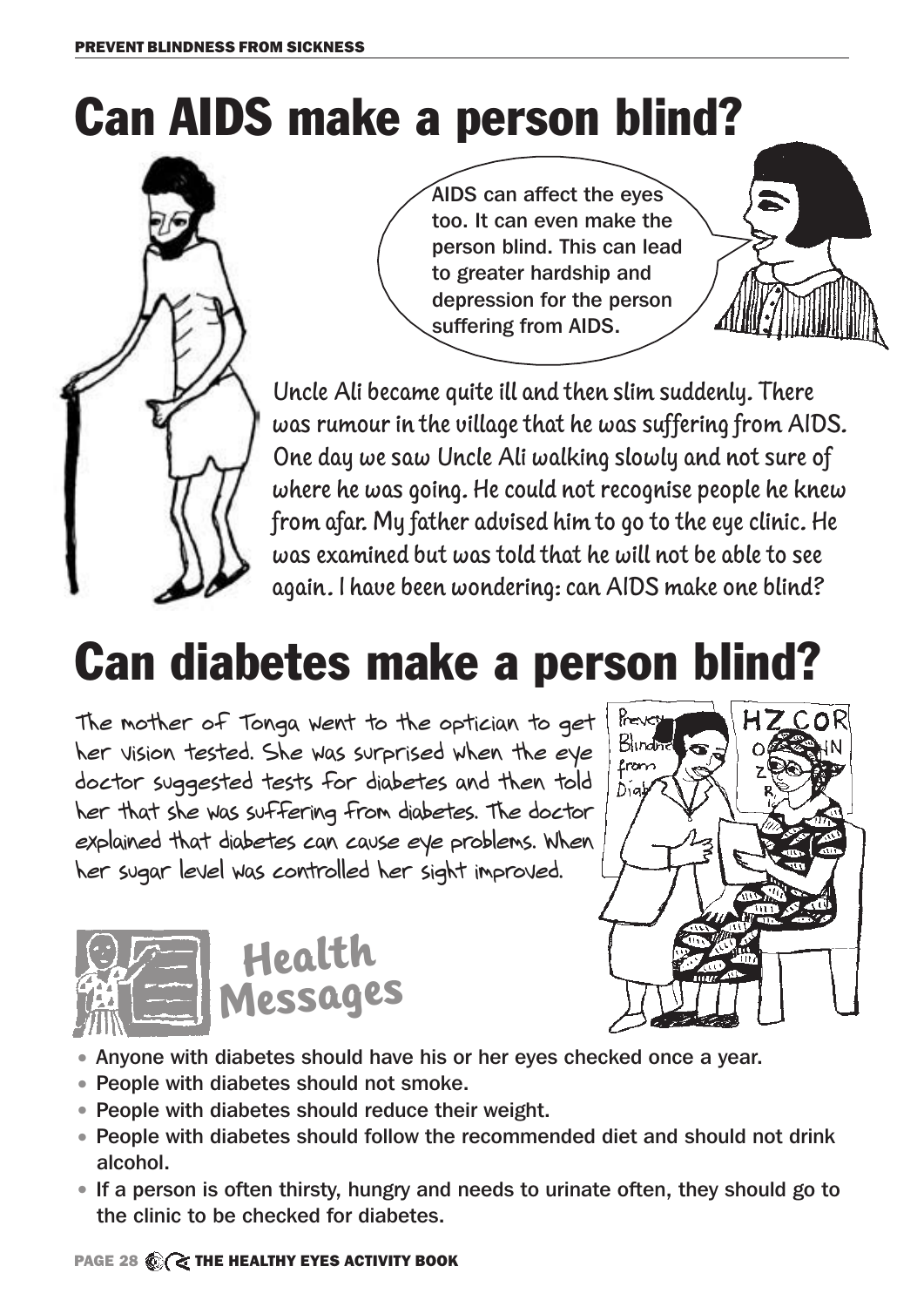# Can AIDS make a person blind?

AIDS can affect the eyes too. It can even make the person blind. This can lead to greater hardship and depression for the person suffering from AIDS.

Uncle Ali became quite ill and then slim suddenly. There was rumour in the village that he was suffering from AIDS. One day we saw Uncle Ali walking slowly and not sure of where he was going. He could not recognise people he knew from afar. My father advised him to go to the eye clinic. He was examined but was told that he will not be able to see again. I have been wondering: can AIDS make one blind?

# Can diabetes make a person blind?

The mother of Tonga went to the optician to get her vision tested. She was surprised when the eye doctor suggested tests for diabetes and then told her that she was suffering from diabetes. The doctor explained that diabetes can cause eye problems. When her sugar level was controlled her sight improved.

## Health Messages

- Anyone with diabetes should have his or her eyes checked once a year.
- People with diabetes should not smoke.
- People with diabetes should reduce their weight.
- People with diabetes should follow the recommended diet and should not drink alcohol.
- If a person is often thirsty, hungry and needs to urinate often, they should go to the clinic to be checked for diabetes.